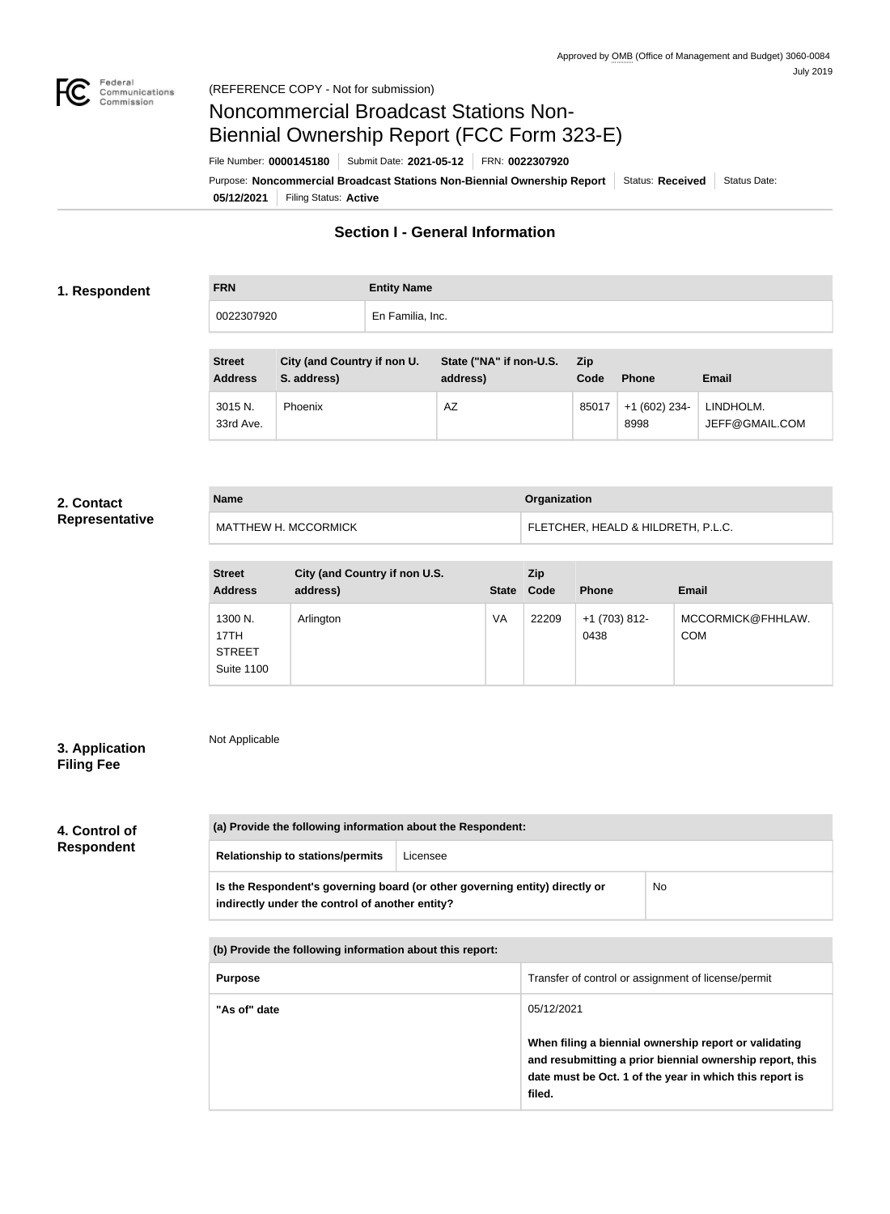Approved by OMB (Office of Management and Budget) 3060-0084
July 2019

(REFERENCE COPY - Not for submission)

# Noncommercial Broadcast Stations Non-Biennial Ownership Report (FCC Form 323-E)

File Number: **0000145180** | Submit Date: **2021-05-12** | FRN: **0022307920**

Purpose: **Noncommercial Broadcast Stations Non-Biennial Ownership Report** | Status: **Received** | Status Date: **05/12/2021** | Filing Status: **Active**

## Section I - General Information

### 1. Respondent

| FRN | Entity Name |
|---|---|
| 0022307920 | En Familia, Inc. |

| Street Address | City (and Country if non U. S. address) | State ("NA" if non-U.S. address) | Zip Code | Phone | Email |
|---|---|---|---|---|---|
| 3015 N. 33rd Ave. | Phoenix | AZ | 85017 | +1 (602) 234-8998 | LINDHOLM.JEFF@GMAIL.COM |

### 2. Contact Representative

| Name | Organization |
|---|---|
| MATTHEW H. MCCORMICK | FLETCHER, HEALD & HILDRETH, P.L.C. |

| Street Address | City (and Country if non U.S. address) | State | Zip Code | Phone | Email |
|---|---|---|---|---|---|
| 1300 N. 17TH STREET Suite 1100 | Arlington | VA | 22209 | +1 (703) 812-0438 | MCCORMICK@FHHLAW.COM |

### 3. Application Filing Fee

Not Applicable

### 4. Control of Respondent

| (a) Provide the following information about the Respondent: | |
|---|---|
| Relationship to stations/permits | Licensee |
| Is the Respondent's governing board (or other governing entity) directly or indirectly under the control of another entity? | No |

| (b) Provide the following information about this report: | |
|---|---|
| Purpose | Transfer of control or assignment of license/permit |
| "As of" date | 05/12/2021<br><br>**When filing a biennial ownership report or validating and resubmitting a prior biennial ownership report, this date must be Oct. 1 of the year in which this report is filed.** |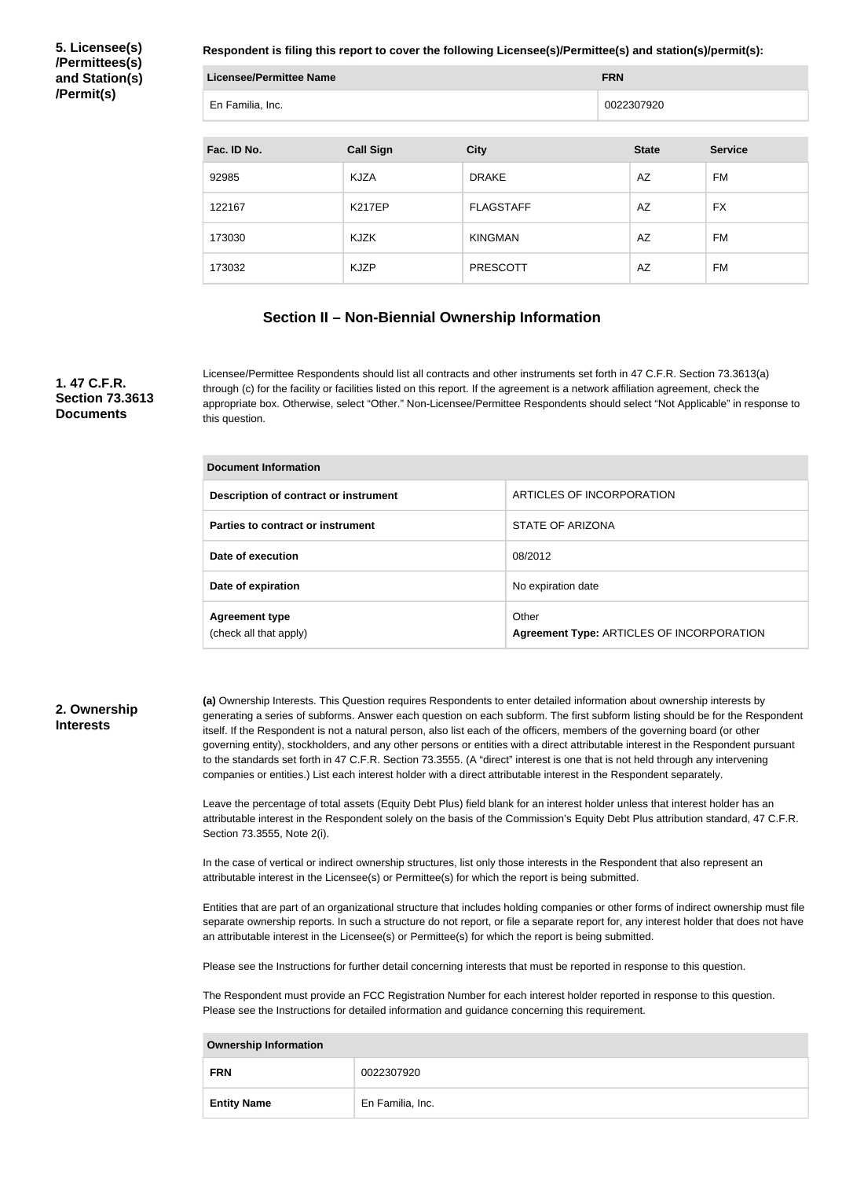**5. Licensee(s) /Permittees(s) and Station(s) /Permit(s)**

**Respondent is filing this report to cover the following Licensee(s)/Permittee(s) and station(s)/permit(s):**

| Licensee/Permittee Name | FRN |
| --- | --- |
| En Familia, Inc. | 0022307920 |

| Fac. ID No. | Call Sign | City | State | Service |
| --- | --- | --- | --- | --- |
| 92985 | KJZA | DRAKE | AZ | FM |
| 122167 | K217EP | FLAGSTAFF | AZ | FX |
| 173030 | KJZK | KINGMAN | AZ | FM |
| 173032 | KJZP | PRESCOTT | AZ | FM |

## Section II – Non-Biennial Ownership Information

**1. 47 C.F.R. Section 73.3613 Documents**

Licensee/Permittee Respondents should list all contracts and other instruments set forth in 47 C.F.R. Section 73.3613(a) through (c) for the facility or facilities listed on this report. If the agreement is a network affiliation agreement, check the appropriate box. Otherwise, select "Other." Non-Licensee/Permittee Respondents should select "Not Applicable" in response to this question.

| Document Information | |
| --- | --- |
| **Description of contract or instrument** | ARTICLES OF INCORPORATION |
| **Parties to contract or instrument** | STATE OF ARIZONA |
| **Date of execution** | 08/2012 |
| **Date of expiration** | No expiration date |
| **Agreement type** (check all that apply) | Other **Agreement Type:** ARTICLES OF INCORPORATION |

**2. Ownership Interests**

**(a)** Ownership Interests. This Question requires Respondents to enter detailed information about ownership interests by generating a series of subforms. Answer each question on each subform. The first subform listing should be for the Respondent itself. If the Respondent is not a natural person, also list each of the officers, members of the governing board (or other governing entity), stockholders, and any other persons or entities with a direct attributable interest in the Respondent pursuant to the standards set forth in 47 C.F.R. Section 73.3555. (A "direct" interest is one that is not held through any intervening companies or entities.) List each interest holder with a direct attributable interest in the Respondent separately.

Leave the percentage of total assets (Equity Debt Plus) field blank for an interest holder unless that interest holder has an attributable interest in the Respondent solely on the basis of the Commission's Equity Debt Plus attribution standard, 47 C.F.R. Section 73.3555, Note 2(i).

In the case of vertical or indirect ownership structures, list only those interests in the Respondent that also represent an attributable interest in the Licensee(s) or Permittee(s) for which the report is being submitted.

Entities that are part of an organizational structure that includes holding companies or other forms of indirect ownership must file separate ownership reports. In such a structure do not report, or file a separate report for, any interest holder that does not have an attributable interest in the Licensee(s) or Permittee(s) for which the report is being submitted.

Please see the Instructions for further detail concerning interests that must be reported in response to this question.

The Respondent must provide an FCC Registration Number for each interest holder reported in response to this question. Please see the Instructions for detailed information and guidance concerning this requirement.

| Ownership Information | |
| --- | --- |
| **FRN** | 0022307920 |
| **Entity Name** | En Familia, Inc. |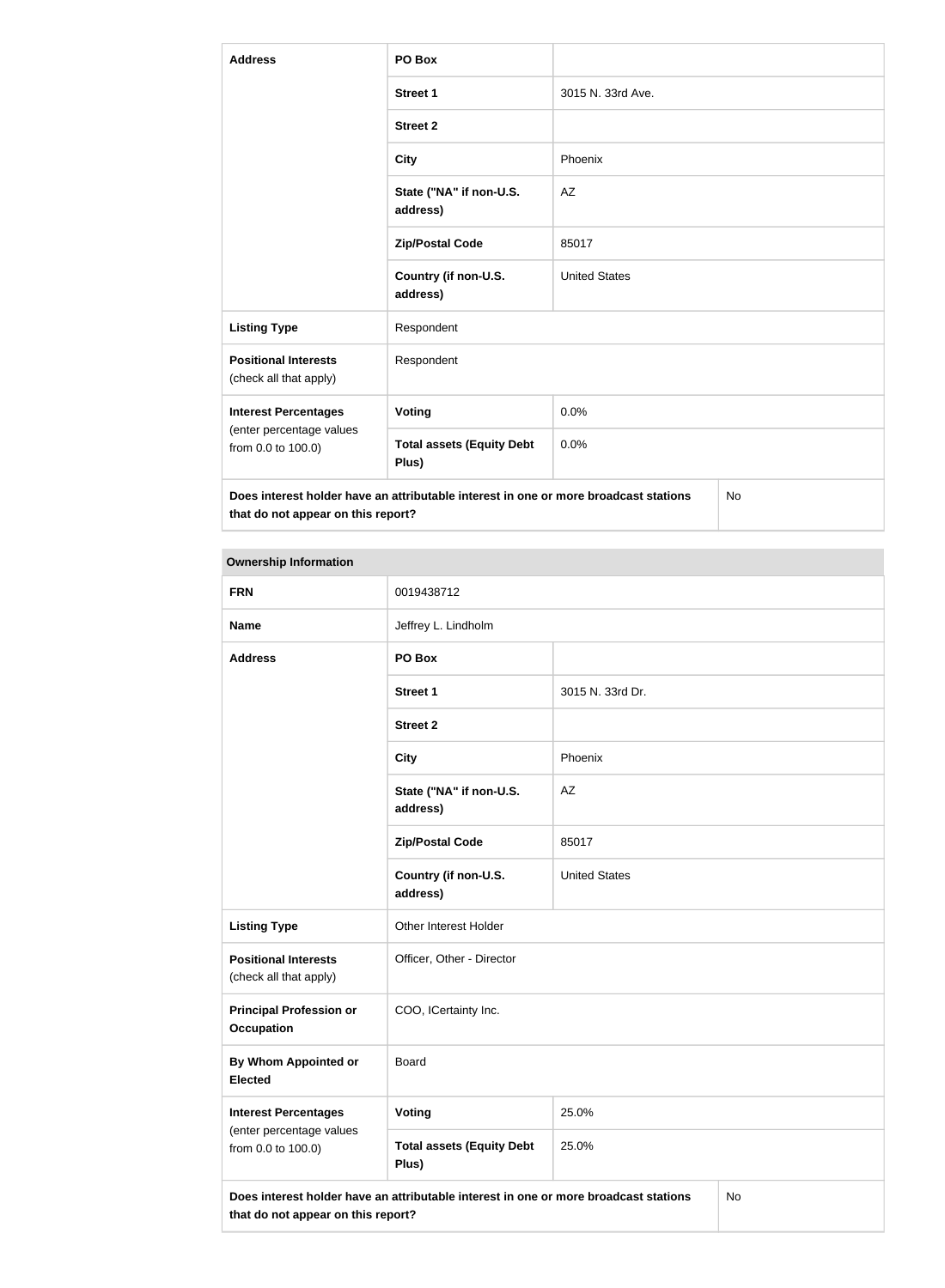| Address | PO Box | |
|---|---|---|
| | Street 1 | 3015 N. 33rd Ave. |
| | Street 2 | |
| | City | Phoenix |
| | State ("NA" if non-U.S. address) | AZ |
| | Zip/Postal Code | 85017 |
| | Country (if non-U.S. address) | United States |
| Listing Type | Respondent | |
| Positional Interests (check all that apply) | Respondent | |
| Interest Percentages (enter percentage values from 0.0 to 100.0) | Voting | 0.0% |
| | Total assets (Equity Debt Plus) | 0.0% |
| Does interest holder have an attributable interest in one or more broadcast stations that do not appear on this report? | | No |

| Ownership Information | | |
|---|---|---|
| FRN | 0019438712 | |
| Name | Jeffrey L. Lindholm | |
| Address | PO Box | |
| | Street 1 | 3015 N. 33rd Dr. |
| | Street 2 | |
| | City | Phoenix |
| | State ("NA" if non-U.S. address) | AZ |
| | Zip/Postal Code | 85017 |
| | Country (if non-U.S. address) | United States |
| Listing Type | Other Interest Holder | |
| Positional Interests (check all that apply) | Officer, Other - Director | |
| Principal Profession or Occupation | COO, ICertainty Inc. | |
| By Whom Appointed or Elected | Board | |
| Interest Percentages (enter percentage values from 0.0 to 100.0) | Voting | 25.0% |
| | Total assets (Equity Debt Plus) | 25.0% |
| Does interest holder have an attributable interest in one or more broadcast stations that do not appear on this report? | | No |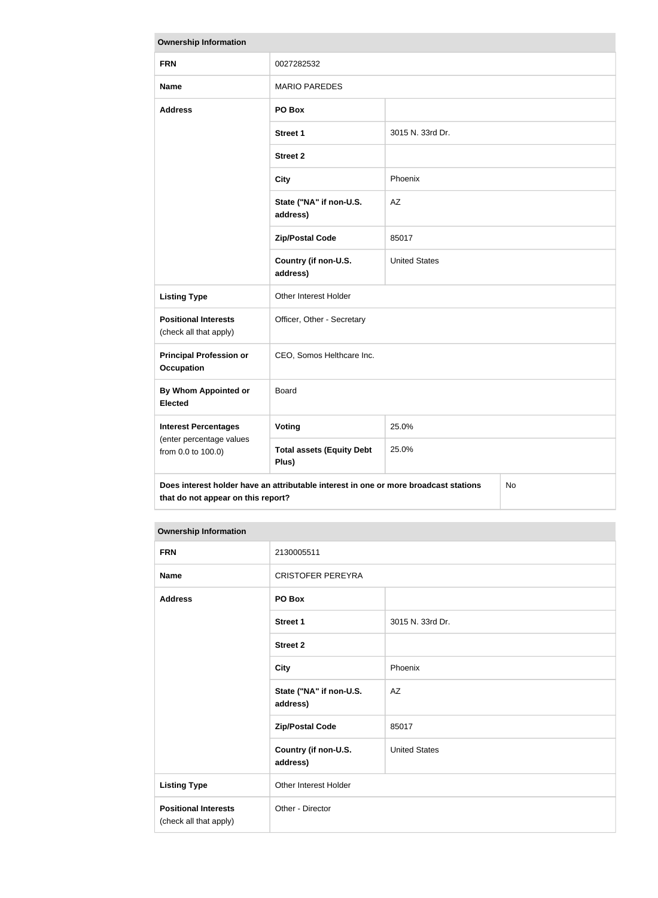| Ownership Information | | |
|---|---|---|
| **FRN** | 0027282532 | |
| **Name** | MARIO PAREDES | |
| **Address** | **PO Box** | |
| | **Street 1** | 3015 N. 33rd Dr. |
| | **Street 2** | |
| | **City** | Phoenix |
| | **State ("NA" if non-U.S. address)** | AZ |
| | **Zip/Postal Code** | 85017 |
| | **Country (if non-U.S. address)** | United States |
| **Listing Type** | Other Interest Holder | |
| **Positional Interests** (check all that apply) | Officer, Other - Secretary | |
| **Principal Profession or Occupation** | CEO, Somos Helthcare Inc. | |
| **By Whom Appointed or Elected** | Board | |
| **Interest Percentages** (enter percentage values from 0.0 to 100.0) | **Voting** | 25.0% |
| | **Total assets (Equity Debt Plus)** | 25.0% |
| **Does interest holder have an attributable interest in one or more broadcast stations that do not appear on this report?** | | No |

| Ownership Information | | |
|---|---|---|
| **FRN** | 2130005511 | |
| **Name** | CRISTOFER PEREYRA | |
| **Address** | **PO Box** | |
| | **Street 1** | 3015 N. 33rd Dr. |
| | **Street 2** | |
| | **City** | Phoenix |
| | **State ("NA" if non-U.S. address)** | AZ |
| | **Zip/Postal Code** | 85017 |
| | **Country (if non-U.S. address)** | United States |
| **Listing Type** | Other Interest Holder | |
| **Positional Interests** (check all that apply) | Other - Director | |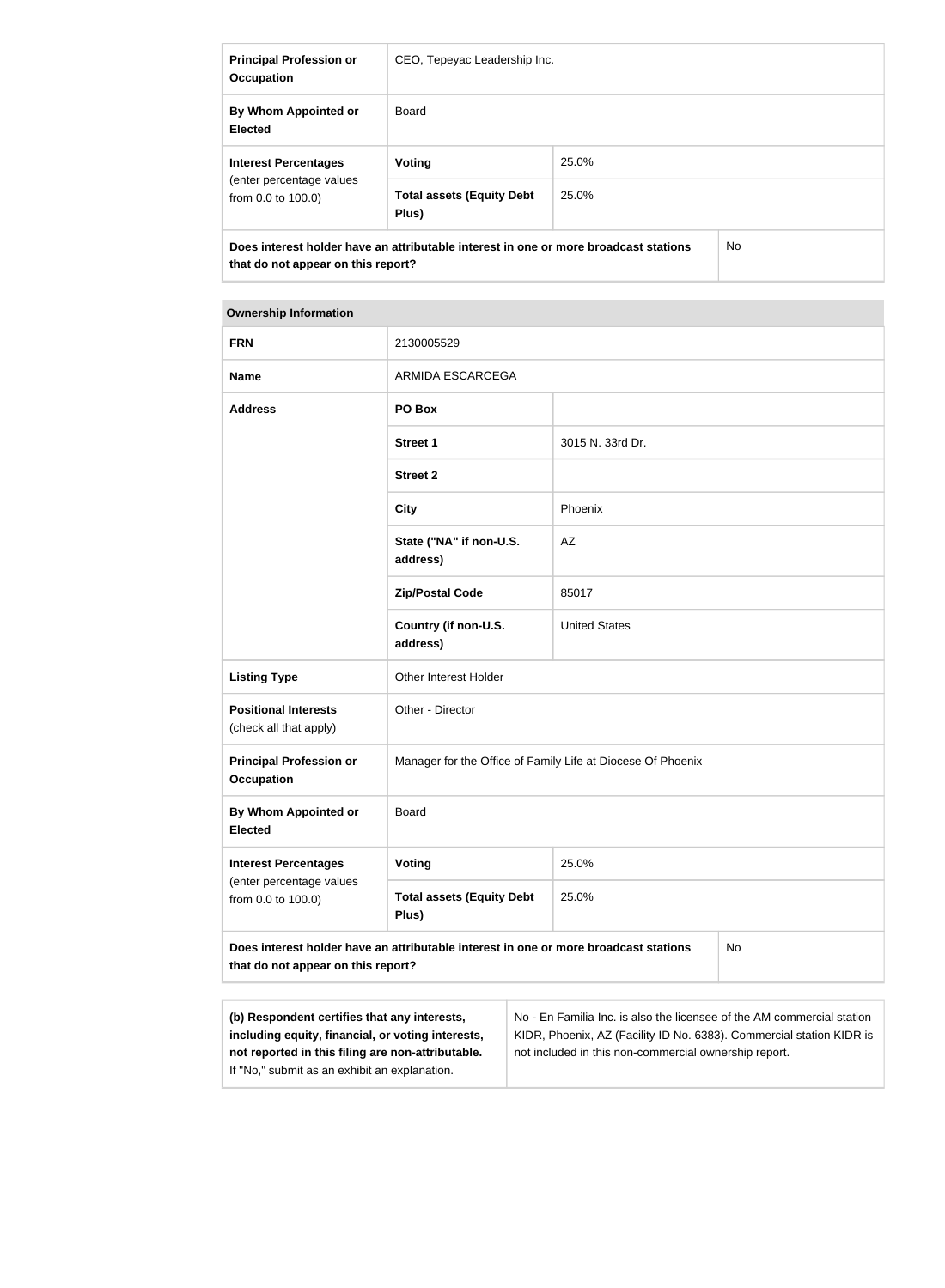| | | |
|---|---|---|
| **Principal Profession or Occupation** | CEO, Tepeyac Leadership Inc. | |
| **By Whom Appointed or Elected** | Board | |
| **Interest Percentages** (enter percentage values from 0.0 to 100.0) | **Voting** | 25.0% |
| | **Total assets (Equity Debt Plus)** | 25.0% |
| **Does interest holder have an attributable interest in one or more broadcast stations that do not appear on this report?** | | No |

| **Ownership Information** | | |
|---|---|---|
| **FRN** | 2130005529 | |
| **Name** | ARMIDA ESCARCEGA | |
| **Address** | **PO Box** | |
| | **Street 1** | 3015 N. 33rd Dr. |
| | **Street 2** | |
| | **City** | Phoenix |
| | **State ("NA" if non-U.S. address)** | AZ |
| | **Zip/Postal Code** | 85017 |
| | **Country (if non-U.S. address)** | United States |
| **Listing Type** | Other Interest Holder | |
| **Positional Interests** (check all that apply) | Other - Director | |
| **Principal Profession or Occupation** | Manager for the Office of Family Life at Diocese Of Phoenix | |
| **By Whom Appointed or Elected** | Board | |
| **Interest Percentages** (enter percentage values from 0.0 to 100.0) | **Voting** | 25.0% |
| | **Total assets (Equity Debt Plus)** | 25.0% |
| **Does interest holder have an attributable interest in one or more broadcast stations that do not appear on this report?** | | No |

| | |
|---|---|
| **(b) Respondent certifies that any interests, including equity, financial, or voting interests, not reported in this filing are non-attributable.** If "No," submit as an exhibit an explanation. | No - En Familia Inc. is also the licensee of the AM commercial station KIDR, Phoenix, AZ (Facility ID No. 6383). Commercial station KIDR is not included in this non-commercial ownership report. |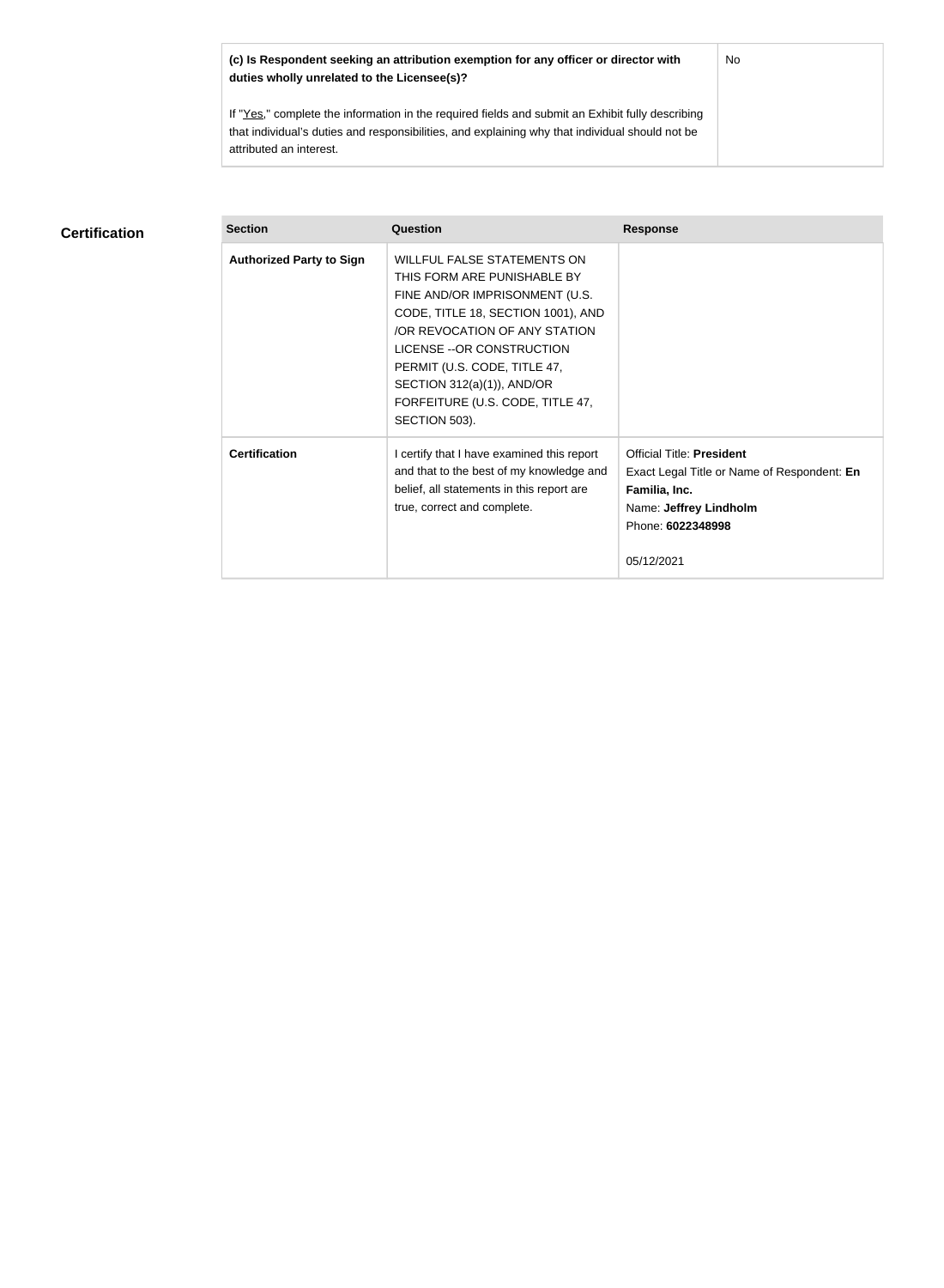| | |
|---|---|
| **(c) Is Respondent seeking an attribution exemption for any officer or director with duties wholly unrelated to the Licensee(s)?**<br><br>If "Yes," complete the information in the required fields and submit an Exhibit fully describing that individual's duties and responsibilities, and explaining why that individual should not be attributed an interest. | No |

## Certification

| Section | Question | Response |
|---|---|---|
| **Authorized Party to Sign** | WILLFUL FALSE STATEMENTS ON THIS FORM ARE PUNISHABLE BY FINE AND/OR IMPRISONMENT (U.S. CODE, TITLE 18, SECTION 1001), AND /OR REVOCATION OF ANY STATION LICENSE --OR CONSTRUCTION PERMIT (U.S. CODE, TITLE 47, SECTION 312(a)(1)), AND/OR FORFEITURE (U.S. CODE, TITLE 47, SECTION 503). | |
| **Certification** | I certify that I have examined this report and that to the best of my knowledge and belief, all statements in this report are true, correct and complete. | Official Title: **President**<br>Exact Legal Title or Name of Respondent: **En Familia, Inc.**<br>Name: **Jeffrey Lindholm**<br>Phone: **6022348998**<br><br>05/12/2021 |